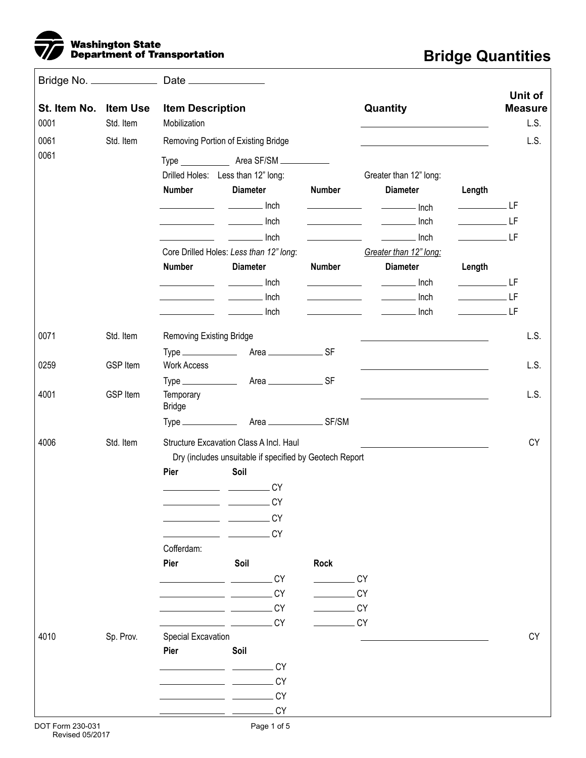Washington State Department of Transportation

# Bridge Quantities

Bridge No. ____________ Date ______________

| St. Item No. | Item Use | Item Description | Quantity | Unit of Measure |
|---|---|---|---|---|
| 0001 | Std. Item | Mobilization | ____________ | L.S. |
| 0061 | Std. Item | Removing Portion of Existing Bridge | ____________ | L.S. |
| 0061 | | Type __________ Area SF/SM __________ | | |

Drilled Holes: Less than 12" long: / Greater than 12" long:

| Number | Diameter | Number | Diameter | Length |
|---|---|---|---|---|
| ________ | ______ Inch | ________ | ______ Inch | ________ LF |
| ________ | ______ Inch | ________ | ______ Inch | ________ LF |
| ________ | ______ Inch | ________ | ______ Inch | ________ LF |

Core Drilled Holes: *Less than 12" long*: / *Greater than 12" long:*

| Number | Diameter | Number | Diameter | Length |
|---|---|---|---|---|
| ________ | ______ Inch | ________ | ______ Inch | ________ LF |
| ________ | ______ Inch | ________ | ______ Inch | ________ LF |
| ________ | ______ Inch | ________ | ______ Inch | ________ LF |

| St. Item No. | Item Use | Item Description | Quantity | Unit of Measure |
|---|---|---|---|---|
| 0071 | Std. Item | Removing Existing Bridge<br>Type __________ Area __________ SF | ____________ | L.S. |
| 0259 | GSP Item | Work Access<br>Type __________ Area __________ SF | ____________ | L.S. |
| 4001 | GSP Item | Temporary Bridge<br>Type __________ Area __________ SF/SM | ____________ | L.S. |
| 4006 | Std. Item | Structure Excavation Class A Incl. Haul | ____________ | CY |

Dry (includes unsuitable if specified by Geotech Report

| Pier | Soil |
|---|---|
| ________ | ______ CY |
| ________ | ______ CY |
| ________ | ______ CY |
| ________ | ______ CY |

Cofferdam:

| Pier | Soil | Rock |
|---|---|---|
| ________ | ______ CY | ______ CY |
| ________ | ______ CY | ______ CY |
| ________ | ______ CY | ______ CY |
| ________ | ______ CY | ______ CY |

| St. Item No. | Item Use | Item Description | Quantity | Unit of Measure |
|---|---|---|---|---|
| 4010 | Sp. Prov. | Special Excavation | ____________ | CY |

| Pier | Soil |
|---|---|
| ________ | ______ CY |
| ________ | ______ CY |
| ________ | ______ CY |
| ________ | ______ CY |

DOT Form 230-031
Revised 05/2017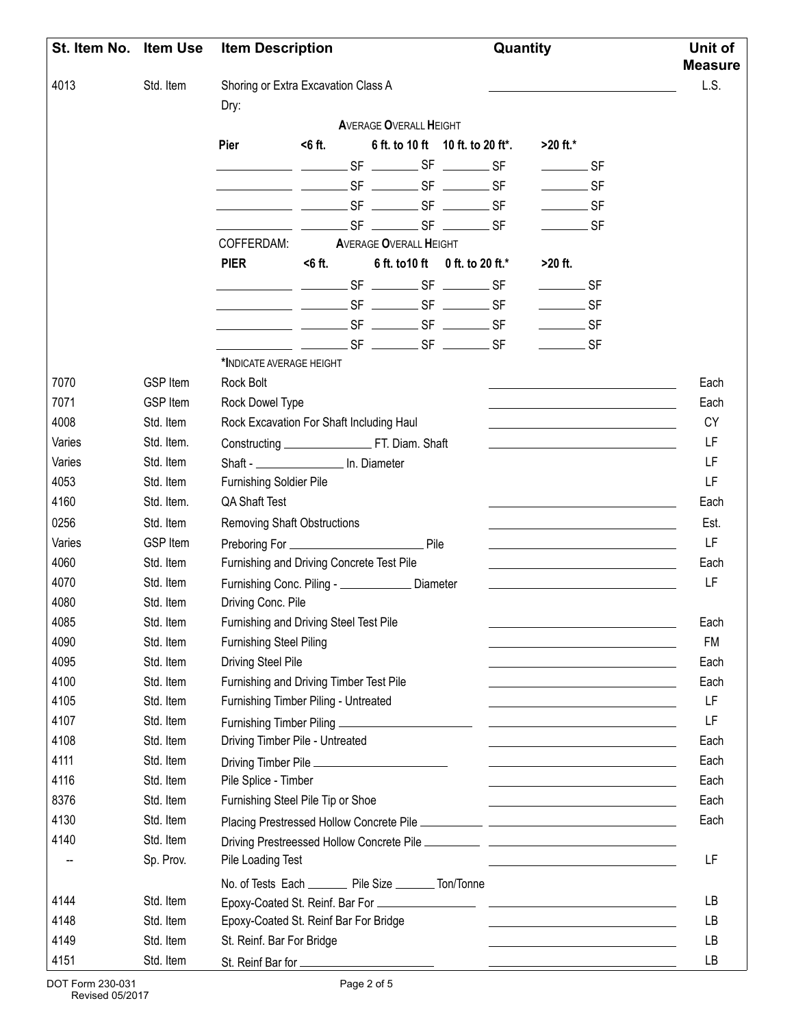| St. Item No. | Item Use | Item Description | Quantity | Unit of Measure |
|---|---|---|---|---|
| 4013 | Std. Item | Shoring or Extra Excavation Class A | ______________ | L.S. |

Dry:

| | Average Overall Height | | | |
|---|---|---|---|---|
| **Pier** | **<6 ft.** | **6 ft. to 10 ft** | **10 ft. to 20 ft*.** | **>20 ft.*** |
| ________ | ______ SF | ______ SF | ______ SF | ______ SF |
| ________ | ______ SF | ______ SF | ______ SF | ______ SF |
| ________ | ______ SF | ______ SF | ______ SF | ______ SF |
| ________ | ______ SF | ______ SF | ______ SF | ______ SF |

COFFERDAM:

| | Average Overall Height | | | |
|---|---|---|---|---|
| **PIER** | **<6 ft.** | **6 ft. to10 ft** | **0 ft. to 20 ft.*** | **>20 ft.** |
| ________ | ______ SF | ______ SF | ______ SF | ______ SF |
| ________ | ______ SF | ______ SF | ______ SF | ______ SF |
| ________ | ______ SF | ______ SF | ______ SF | ______ SF |
| ________ | ______ SF | ______ SF | ______ SF | ______ SF |

*Indicate average height

| St. Item No. | Item Use | Item Description | Quantity | Unit of Measure |
|---|---|---|---|---|
| 7070 | GSP Item | Rock Bolt | ______________ | Each |
| 7071 | GSP Item | Rock Dowel Type | ______________ | Each |
| 4008 | Std. Item | Rock Excavation For Shaft Including Haul | ______________ | CY |
| Varies | Std. Item. | Constructing ____________ FT. Diam. Shaft | ______________ | LF |
| Varies | Std. Item | Shaft - ____________ In. Diameter | | LF |
| 4053 | Std. Item | Furnishing Soldier Pile | | LF |
| 4160 | Std. Item. | QA Shaft Test | ______________ | Each |
| 0256 | Std. Item | Removing Shaft Obstructions | ______________ | Est. |
| Varies | GSP Item | Preboring For ________________ Pile | ______________ | LF |
| 4060 | Std. Item | Furnishing and Driving Concrete Test Pile | ______________ | Each |
| 4070 | Std. Item | Furnishing Conc. Piling - __________ Diameter | ______________ | LF |
| 4080 | Std. Item | Driving Conc. Pile | | |
| 4085 | Std. Item | Furnishing and Driving Steel Test Pile | ______________ | Each |
| 4090 | Std. Item | Furnishing Steel Piling | ______________ | FM |
| 4095 | Std. Item | Driving Steel Pile | ______________ | Each |
| 4100 | Std. Item | Furnishing and Driving Timber Test Pile | ______________ | Each |
| 4105 | Std. Item | Furnishing Timber Piling - Untreated | ______________ | LF |
| 4107 | Std. Item | Furnishing Timber Piling ________________ | ______________ | LF |
| 4108 | Std. Item | Driving Timber Pile - Untreated | ______________ | Each |
| 4111 | Std. Item | Driving Timber Pile ________________ | ______________ | Each |
| 4116 | Std. Item | Pile Splice - Timber | ______________ | Each |
| 8376 | Std. Item | Furnishing Steel Pile Tip or Shoe | ______________ | Each |
| 4130 | Std. Item | Placing Prestressed Hollow Concrete Pile ________ | ______________ | Each |
| 4140 | Std. Item | Driving Prestreessed Hollow Concrete Pile ________ | ______________ | |
| -- | Sp. Prov. | Pile Loading Test | ______________ | LF |
| | | No. of Tests Each ______ Pile Size ______ Ton/Tonne | | |
| 4144 | Std. Item | Epoxy-Coated St. Reinf. Bar For ____________ | ______________ | LB |
| 4148 | Std. Item | Epoxy-Coated St. Reinf Bar For Bridge | ______________ | LB |
| 4149 | Std. Item | St. Reinf. Bar For Bridge | ______________ | LB |
| 4151 | Std. Item | St. Reinf Bar for ________________ | ______________ | LB |

DOT Form 230-031
Revised 05/2017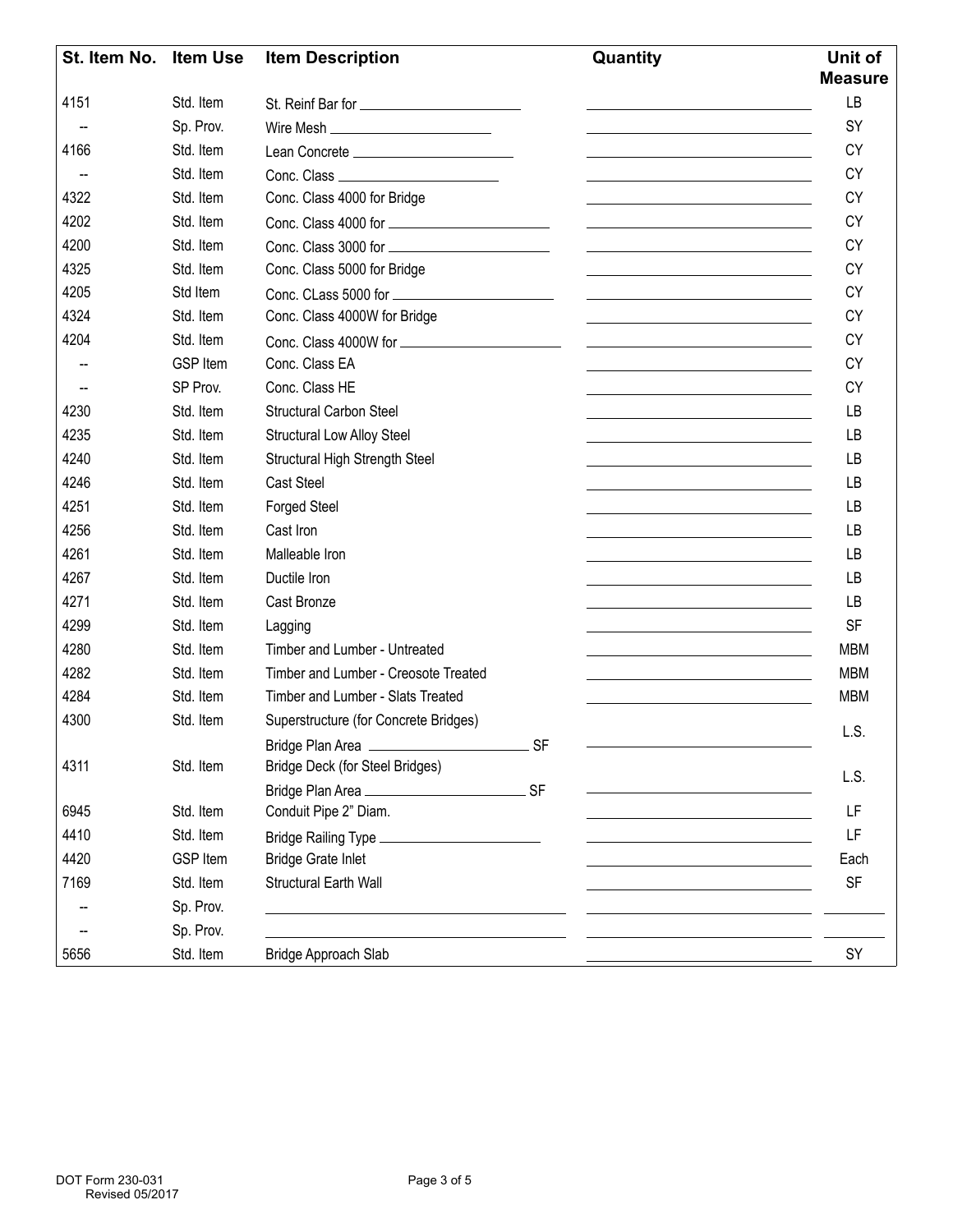| St. Item No. | Item Use | Item Description | Quantity | Unit of Measure |
|---|---|---|---|---|
| 4151 | Std. Item | St. Reinf Bar for ______ | | LB |
| -- | Sp. Prov. | Wire Mesh ______ | | SY |
| 4166 | Std. Item | Lean Concrete ______ | | CY |
| -- | Std. Item | Conc. Class ______ | | CY |
| 4322 | Std. Item | Conc. Class 4000 for Bridge | | CY |
| 4202 | Std. Item | Conc. Class 4000 for ______ | | CY |
| 4200 | Std. Item | Conc. Class 3000 for ______ | | CY |
| 4325 | Std. Item | Conc. Class 5000 for Bridge | | CY |
| 4205 | Std Item | Conc. CLass 5000 for ______ | | CY |
| 4324 | Std. Item | Conc. Class 4000W for Bridge | | CY |
| 4204 | Std. Item | Conc. Class 4000W for ______ | | CY |
| -- | GSP Item | Conc. Class EA | | CY |
| -- | SP Prov. | Conc. Class HE | | CY |
| 4230 | Std. Item | Structural Carbon Steel | | LB |
| 4235 | Std. Item | Structural Low Alloy Steel | | LB |
| 4240 | Std. Item | Structural High Strength Steel | | LB |
| 4246 | Std. Item | Cast Steel | | LB |
| 4251 | Std. Item | Forged Steel | | LB |
| 4256 | Std. Item | Cast Iron | | LB |
| 4261 | Std. Item | Malleable Iron | | LB |
| 4267 | Std. Item | Ductile Iron | | LB |
| 4271 | Std. Item | Cast Bronze | | LB |
| 4299 | Std. Item | Lagging | | SF |
| 4280 | Std. Item | Timber and Lumber - Untreated | | MBM |
| 4282 | Std. Item | Timber and Lumber - Creosote Treated | | MBM |
| 4284 | Std. Item | Timber and Lumber - Slats Treated | | MBM |
| 4300 | Std. Item | Superstructure (for Concrete Bridges)<br>Bridge Plan Area ______ SF | | L.S. |
| 4311 | Std. Item | Bridge Deck (for Steel Bridges)<br>Bridge Plan Area ______ SF | | L.S. |
| 6945 | Std. Item | Conduit Pipe 2" Diam. | | LF |
| 4410 | Std. Item | Bridge Railing Type ______ | | LF |
| 4420 | GSP Item | Bridge Grate Inlet | | Each |
| 7169 | Std. Item | Structural Earth Wall | | SF |
| -- | Sp. Prov. | | | |
| -- | Sp. Prov. | | | |
| 5656 | Std. Item | Bridge Approach Slab | | SY |

DOT Form 230-031
Revised 05/2017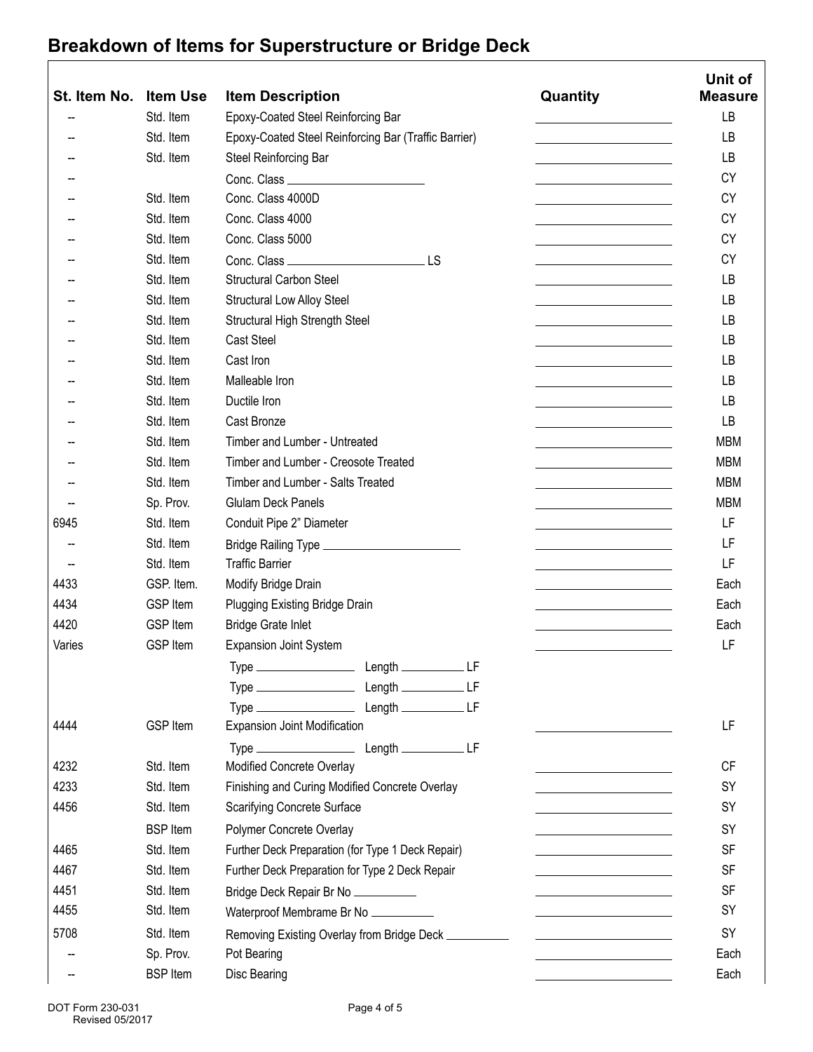# Breakdown of Items for Superstructure or Bridge Deck

| St. Item No. | Item Use | Item Description | Quantity | Unit of Measure |
|---|---|---|---|---|
| -- | Std. Item | Epoxy-Coated Steel Reinforcing Bar | ______ | LB |
| -- | Std. Item | Epoxy-Coated Steel Reinforcing Bar (Traffic Barrier) | ______ | LB |
| -- | Std. Item | Steel Reinforcing Bar | ______ | LB |
| -- | | Conc. Class ______ | ______ | CY |
| -- | Std. Item | Conc. Class 4000D | ______ | CY |
| -- | Std. Item | Conc. Class 4000 | ______ | CY |
| -- | Std. Item | Conc. Class 5000 | ______ | CY |
| -- | Std. Item | Conc. Class ______ LS | ______ | CY |
| -- | Std. Item | Structural Carbon Steel | ______ | LB |
| -- | Std. Item | Structural Low Alloy Steel | ______ | LB |
| -- | Std. Item | Structural High Strength Steel | ______ | LB |
| -- | Std. Item | Cast Steel | ______ | LB |
| -- | Std. Item | Cast Iron | ______ | LB |
| -- | Std. Item | Malleable Iron | ______ | LB |
| -- | Std. Item | Ductile Iron | ______ | LB |
| -- | Std. Item | Cast Bronze | ______ | LB |
| -- | Std. Item | Timber and Lumber - Untreated | ______ | MBM |
| -- | Std. Item | Timber and Lumber - Creosote Treated | ______ | MBM |
| -- | Std. Item | Timber and Lumber - Salts Treated | ______ | MBM |
| -- | Sp. Prov. | Glulam Deck Panels | ______ | MBM |
| 6945 | Std. Item | Conduit Pipe 2" Diameter | ______ | LF |
| -- | Std. Item | Bridge Railing Type ______ | ______ | LF |
| -- | Std. Item | Traffic Barrier | ______ | LF |
| 4433 | GSP. Item. | Modify Bridge Drain | ______ | Each |
| 4434 | GSP Item | Plugging Existing Bridge Drain | ______ | Each |
| 4420 | GSP Item | Bridge Grate Inlet | ______ | Each |
| Varies | GSP Item | Expansion Joint System | ______ | LF |
| | | Type ______ Length ______ LF | | |
| | | Type ______ Length ______ LF | | |
| | | Type ______ Length ______ LF | | |
| 4444 | GSP Item | Expansion Joint Modification | ______ | LF |
| | | Type ______ Length ______ LF | | |
| 4232 | Std. Item | Modified Concrete Overlay | ______ | CF |
| 4233 | Std. Item | Finishing and Curing Modified Concrete Overlay | ______ | SY |
| 4456 | Std. Item | Scarifying Concrete Surface | ______ | SY |
| | BSP Item | Polymer Concrete Overlay | ______ | SY |
| 4465 | Std. Item | Further Deck Preparation (for Type 1 Deck Repair) | ______ | SF |
| 4467 | Std. Item | Further Deck Preparation for Type 2 Deck Repair | ______ | SF |
| 4451 | Std. Item | Bridge Deck Repair Br No ______ | ______ | SF |
| 4455 | Std. Item | Waterproof Membrane Br No ______ | ______ | SY |
| 5708 | Std. Item | Removing Existing Overlay from Bridge Deck ______ | ______ | SY |
| -- | Sp. Prov. | Pot Bearing | ______ | Each |
| -- | BSP Item | Disc Bearing | ______ | Each |

DOT Form 230-031
Revised 05/2017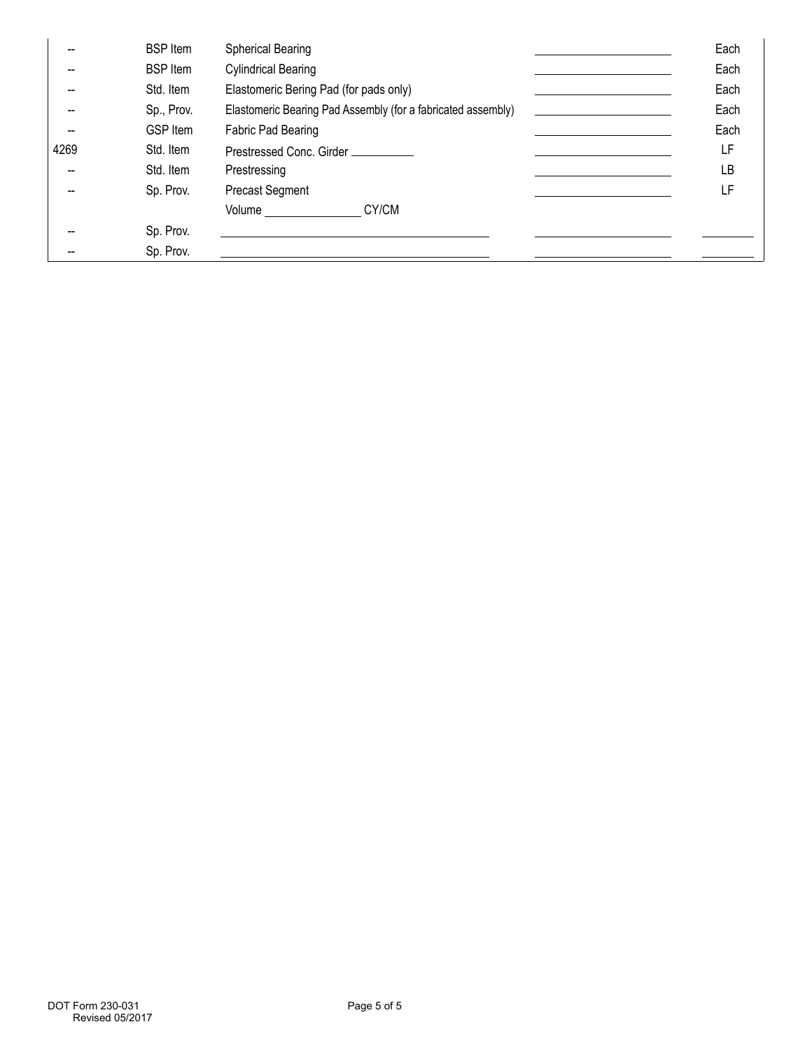| | | | | |
|---|---|---|---|---|
| -- | BSP Item | Spherical Bearing | ________ | Each |
| -- | BSP Item | Cylindrical Bearing | ________ | Each |
| -- | Std. Item | Elastomeric Bering Pad (for pads only) | ________ | Each |
| -- | Sp., Prov. | Elastomeric Bearing Pad Assembly (for a fabricated assembly) | ________ | Each |
| -- | GSP Item | Fabric Pad Bearing | ________ | Each |
| 4269 | Std. Item | Prestressed Conc. Girder ________ | ________ | LF |
| -- | Std. Item | Prestressing | ________ | LB |
| -- | Sp. Prov. | Precast Segment | ________ | LF |
| | | Volume ________ CY/CM | | |
| -- | Sp. Prov. | ________ | ________ | ________ |
| -- | Sp. Prov. | ________ | ________ | ________ |

DOT Form 230-031
Revised 05/2017